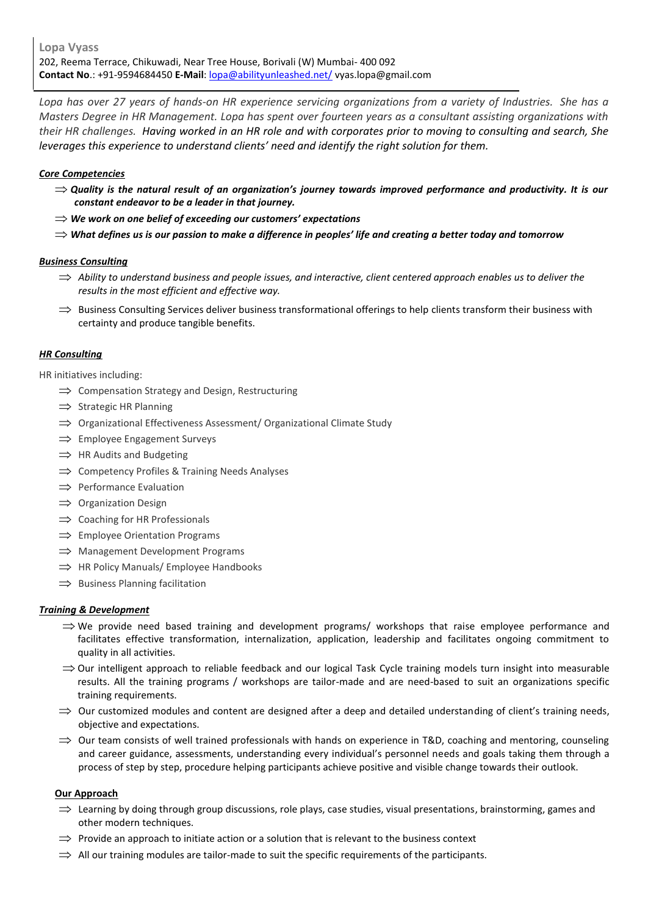**Lopa Vyass**

202, Reema Terrace, Chikuwadi, Near Tree House, Borivali (W) Mumbai- 400 092

**Contact No**.: +91-9594684450 **E-Mail**: lopa@abilityunleashed.net/ vyas.lopa@gmail.com

*Lopa has over 27 years of hands-on HR experience servicing organizations from a variety of Industries. She has a Masters Degree in HR Management. Lopa has spent over fourteen years as a consultant assisting organizations with their HR challenges. Having worked in an HR role and with corporates prior to moving to consulting and search, She leverages this experience to understand clients' need and identify the right solution for them.*

### *Core Competencies*

- ***Quality is the natural result of an organization's journey towards improved performance and productivity. It is our constant endeavor to be a leader in that journey.***
- ***We work on one belief of exceeding our customers' expectations***
- ***What defines us is our passion to make a difference in peoples' life and creating a better today and tomorrow***

### *Business Consulting*

- *Ability to understand business and people issues, and interactive, client centered approach enables us to deliver the results in the most efficient and effective way.*
- Business Consulting Services deliver business transformational offerings to help clients transform their business with certainty and produce tangible benefits.

### *HR Consulting*

HR initiatives including:

- Compensation Strategy and Design, Restructuring
- Strategic HR Planning
- Organizational Effectiveness Assessment/ Organizational Climate Study
- Employee Engagement Surveys
- HR Audits and Budgeting
- Competency Profiles & Training Needs Analyses
- Performance Evaluation
- Organization Design
- Coaching for HR Professionals
- Employee Orientation Programs
- Management Development Programs
- HR Policy Manuals/ Employee Handbooks
- Business Planning facilitation

### *Training & Development*

- We provide need based training and development programs/ workshops that raise employee performance and facilitates effective transformation, internalization, application, leadership and facilitates ongoing commitment to quality in all activities.
- Our intelligent approach to reliable feedback and our logical Task Cycle training models turn insight into measurable results. All the training programs / workshops are tailor-made and are need-based to suit an organizations specific training requirements.
- Our customized modules and content are designed after a deep and detailed understanding of client's training needs, objective and expectations.
- Our team consists of well trained professionals with hands on experience in T&D, coaching and mentoring, counseling and career guidance, assessments, understanding every individual's personnel needs and goals taking them through a process of step by step, procedure helping participants achieve positive and visible change towards their outlook.

#### Our Approach

- Learning by doing through group discussions, role plays, case studies, visual presentations, brainstorming, games and other modern techniques.
- Provide an approach to initiate action or a solution that is relevant to the business context
- All our training modules are tailor-made to suit the specific requirements of the participants.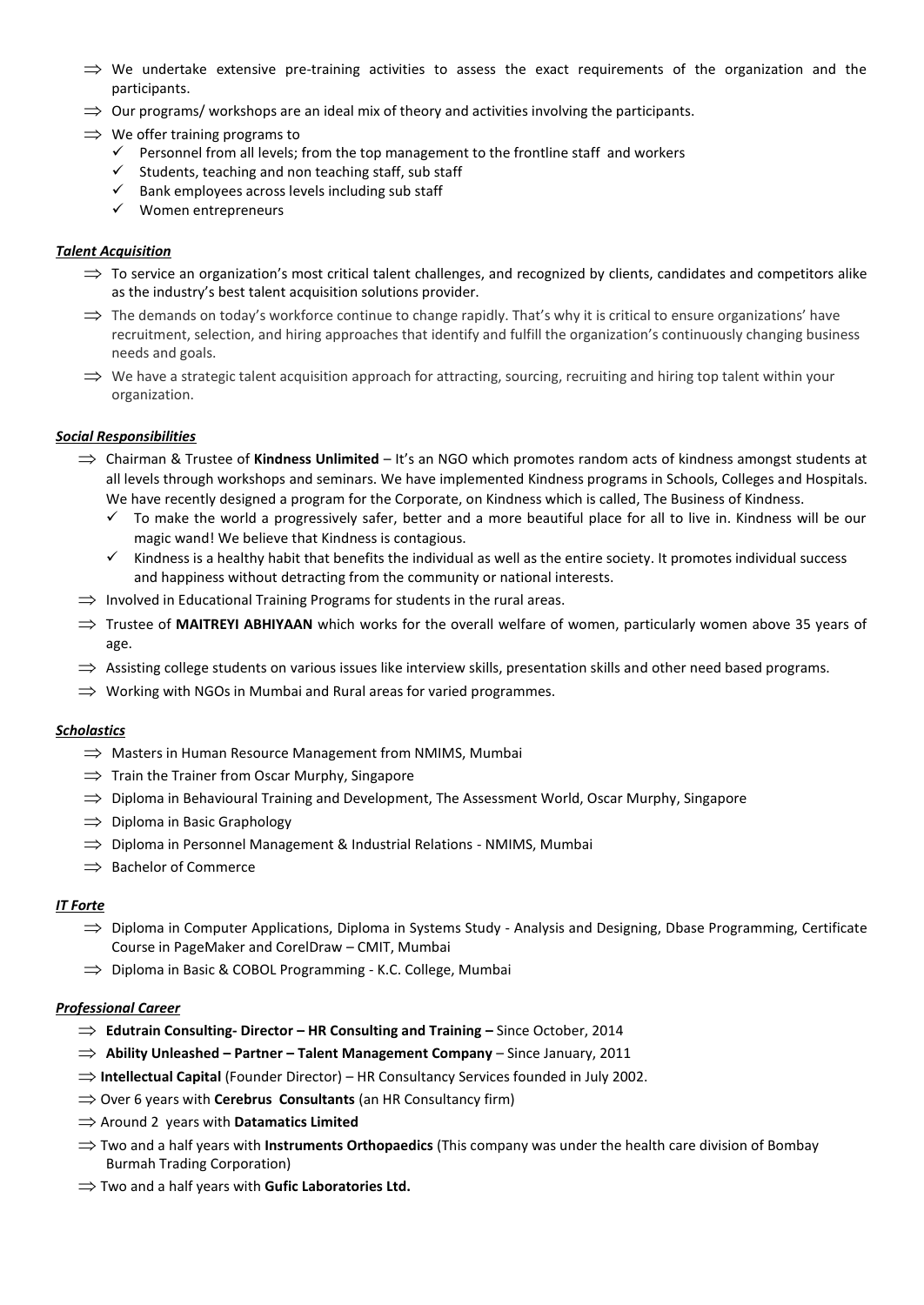- ⇒ We undertake extensive pre-training activities to assess the exact requirements of the organization and the participants.
- ⇒ Our programs/ workshops are an ideal mix of theory and activities involving the participants.
- ⇒ We offer training programs to
  - ✓ Personnel from all levels; from the top management to the frontline staff and workers
  - ✓ Students, teaching and non teaching staff, sub staff
  - ✓ Bank employees across levels including sub staff
  - ✓ Women entrepreneurs

***Talent Acquisition***

- ⇒ To service an organization's most critical talent challenges, and recognized by clients, candidates and competitors alike as the industry's best talent acquisition solutions provider.
- ⇒ The demands on today's workforce continue to change rapidly. That's why it is critical to ensure organizations' have recruitment, selection, and hiring approaches that identify and fulfill the organization's continuously changing business needs and goals.
- ⇒ We have a strategic talent acquisition approach for attracting, sourcing, recruiting and hiring top talent within your organization.

***Social Responsibilities***

- ⇒ Chairman & Trustee of **Kindness Unlimited** – It's an NGO which promotes random acts of kindness amongst students at all levels through workshops and seminars. We have implemented Kindness programs in Schools, Colleges and Hospitals. We have recently designed a program for the Corporate, on Kindness which is called, The Business of Kindness.
  - ✓ To make the world a progressively safer, better and a more beautiful place for all to live in. Kindness will be our magic wand! We believe that Kindness is contagious.
  - ✓ Kindness is a healthy habit that benefits the individual as well as the entire society. It promotes individual success and happiness without detracting from the community or national interests.
- ⇒ Involved in Educational Training Programs for students in the rural areas.
- ⇒ Trustee of **MAITREYI ABHIYAAN** which works for the overall welfare of women, particularly women above 35 years of age.
- ⇒ Assisting college students on various issues like interview skills, presentation skills and other need based programs.
- ⇒ Working with NGOs in Mumbai and Rural areas for varied programmes.

***Scholastics***

- ⇒ Masters in Human Resource Management from NMIMS, Mumbai
- ⇒ Train the Trainer from Oscar Murphy, Singapore
- ⇒ Diploma in Behavioural Training and Development, The Assessment World, Oscar Murphy, Singapore
- ⇒ Diploma in Basic Graphology
- ⇒ Diploma in Personnel Management & Industrial Relations - NMIMS, Mumbai
- ⇒ Bachelor of Commerce

***IT Forte***

- ⇒ Diploma in Computer Applications, Diploma in Systems Study - Analysis and Designing, Dbase Programming, Certificate Course in PageMaker and CorelDraw – CMIT, Mumbai
- ⇒ Diploma in Basic & COBOL Programming - K.C. College, Mumbai

***Professional Career***

- ⇒ **Edutrain Consulting- Director – HR Consulting and Training –** Since October, 2014
- ⇒ **Ability Unleashed – Partner – Talent Management Company** – Since January, 2011
- ⇒ **Intellectual Capital** (Founder Director) – HR Consultancy Services founded in July 2002.
- ⇒ Over 6 years with **Cerebrus Consultants** (an HR Consultancy firm)
- ⇒ Around 2 years with **Datamatics Limited**
- ⇒ Two and a half years with **Instruments Orthopaedics** (This company was under the health care division of Bombay Burmah Trading Corporation)
- ⇒ Two and a half years with **Gufic Laboratories Ltd.**